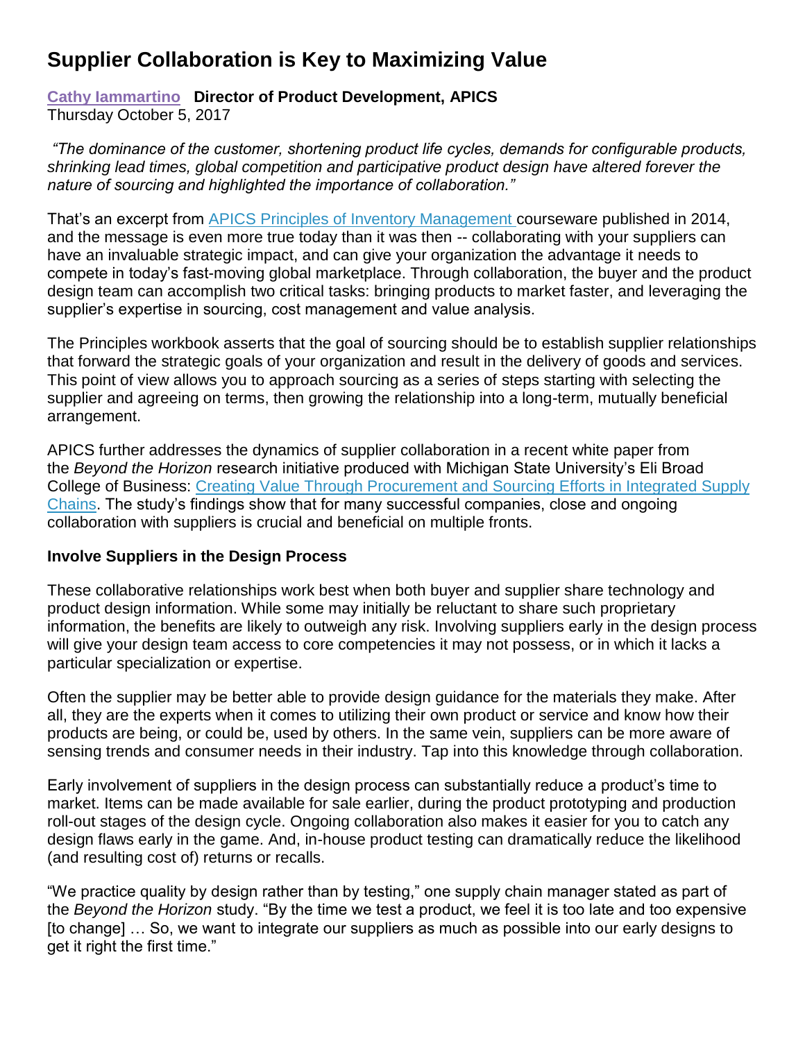# Supplier Collaboration is Key to Maximizing Value

**Cathy Iammartino** **Director of Product Development, APICS**
Thursday October 5, 2017

*"The dominance of the customer, shortening product life cycles, demands for configurable products, shrinking lead times, global competition and participative product design have altered forever the nature of sourcing and highlighted the importance of collaboration."*

That's an excerpt from APICS Principles of Inventory Management courseware published in 2014, and the message is even more true today than it was then -- collaborating with your suppliers can have an invaluable strategic impact, and can give your organization the advantage it needs to compete in today's fast-moving global marketplace. Through collaboration, the buyer and the product design team can accomplish two critical tasks: bringing products to market faster, and leveraging the supplier's expertise in sourcing, cost management and value analysis.

The Principles workbook asserts that the goal of sourcing should be to establish supplier relationships that forward the strategic goals of your organization and result in the delivery of goods and services. This point of view allows you to approach sourcing as a series of steps starting with selecting the supplier and agreeing on terms, then growing the relationship into a long-term, mutually beneficial arrangement.

APICS further addresses the dynamics of supplier collaboration in a recent white paper from the *Beyond the Horizon* research initiative produced with Michigan State University's Eli Broad College of Business: Creating Value Through Procurement and Sourcing Efforts in Integrated Supply Chains. The study's findings show that for many successful companies, close and ongoing collaboration with suppliers is crucial and beneficial on multiple fronts.

**Involve Suppliers in the Design Process**

These collaborative relationships work best when both buyer and supplier share technology and product design information. While some may initially be reluctant to share such proprietary information, the benefits are likely to outweigh any risk. Involving suppliers early in the design process will give your design team access to core competencies it may not possess, or in which it lacks a particular specialization or expertise.

Often the supplier may be better able to provide design guidance for the materials they make. After all, they are the experts when it comes to utilizing their own product or service and know how their products are being, or could be, used by others. In the same vein, suppliers can be more aware of sensing trends and consumer needs in their industry. Tap into this knowledge through collaboration.

Early involvement of suppliers in the design process can substantially reduce a product's time to market. Items can be made available for sale earlier, during the product prototyping and production roll-out stages of the design cycle. Ongoing collaboration also makes it easier for you to catch any design flaws early in the game. And, in-house product testing can dramatically reduce the likelihood (and resulting cost of) returns or recalls.

"We practice quality by design rather than by testing," one supply chain manager stated as part of the *Beyond the Horizon* study. "By the time we test a product, we feel it is too late and too expensive [to change] … So, we want to integrate our suppliers as much as possible into our early designs to get it right the first time."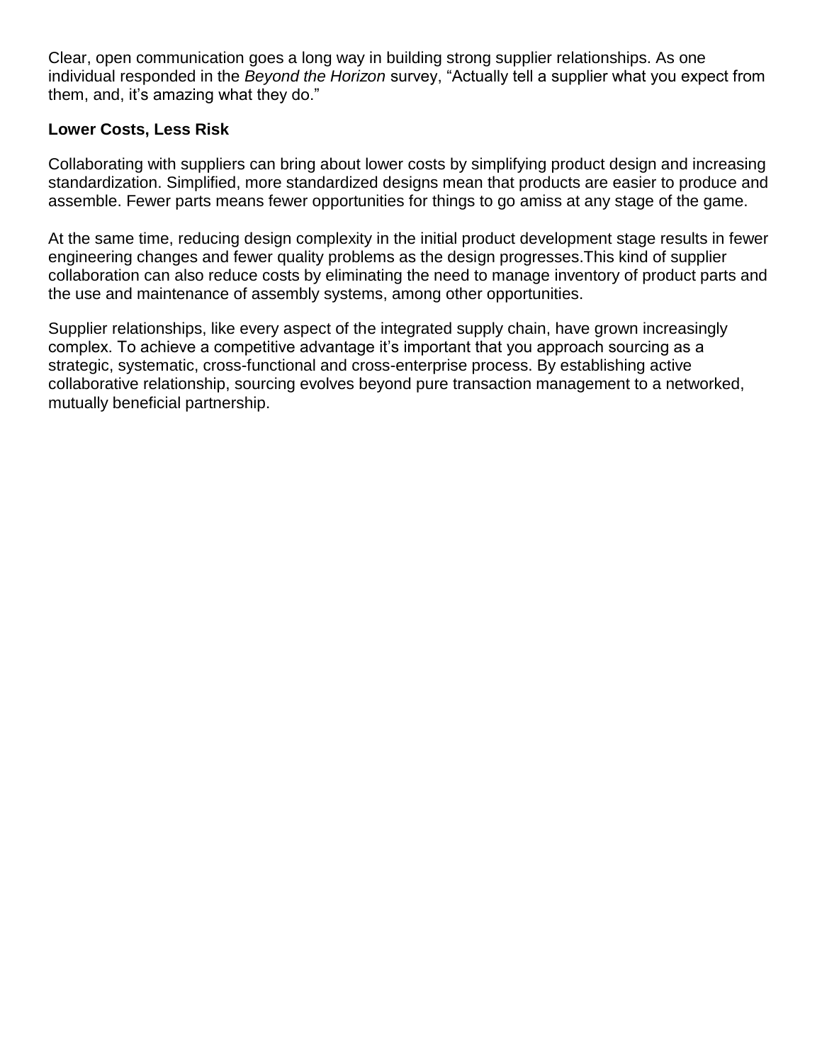Clear, open communication goes a long way in building strong supplier relationships. As one individual responded in the *Beyond the Horizon* survey, “Actually tell a supplier what you expect from them, and, it’s amazing what they do.”

**Lower Costs, Less Risk**

Collaborating with suppliers can bring about lower costs by simplifying product design and increasing standardization. Simplified, more standardized designs mean that products are easier to produce and assemble. Fewer parts means fewer opportunities for things to go amiss at any stage of the game.

At the same time, reducing design complexity in the initial product development stage results in fewer engineering changes and fewer quality problems as the design progresses.This kind of supplier collaboration can also reduce costs by eliminating the need to manage inventory of product parts and the use and maintenance of assembly systems, among other opportunities.

Supplier relationships, like every aspect of the integrated supply chain, have grown increasingly complex. To achieve a competitive advantage it’s important that you approach sourcing as a strategic, systematic, cross-functional and cross-enterprise process. By establishing active collaborative relationship, sourcing evolves beyond pure transaction management to a networked, mutually beneficial partnership.